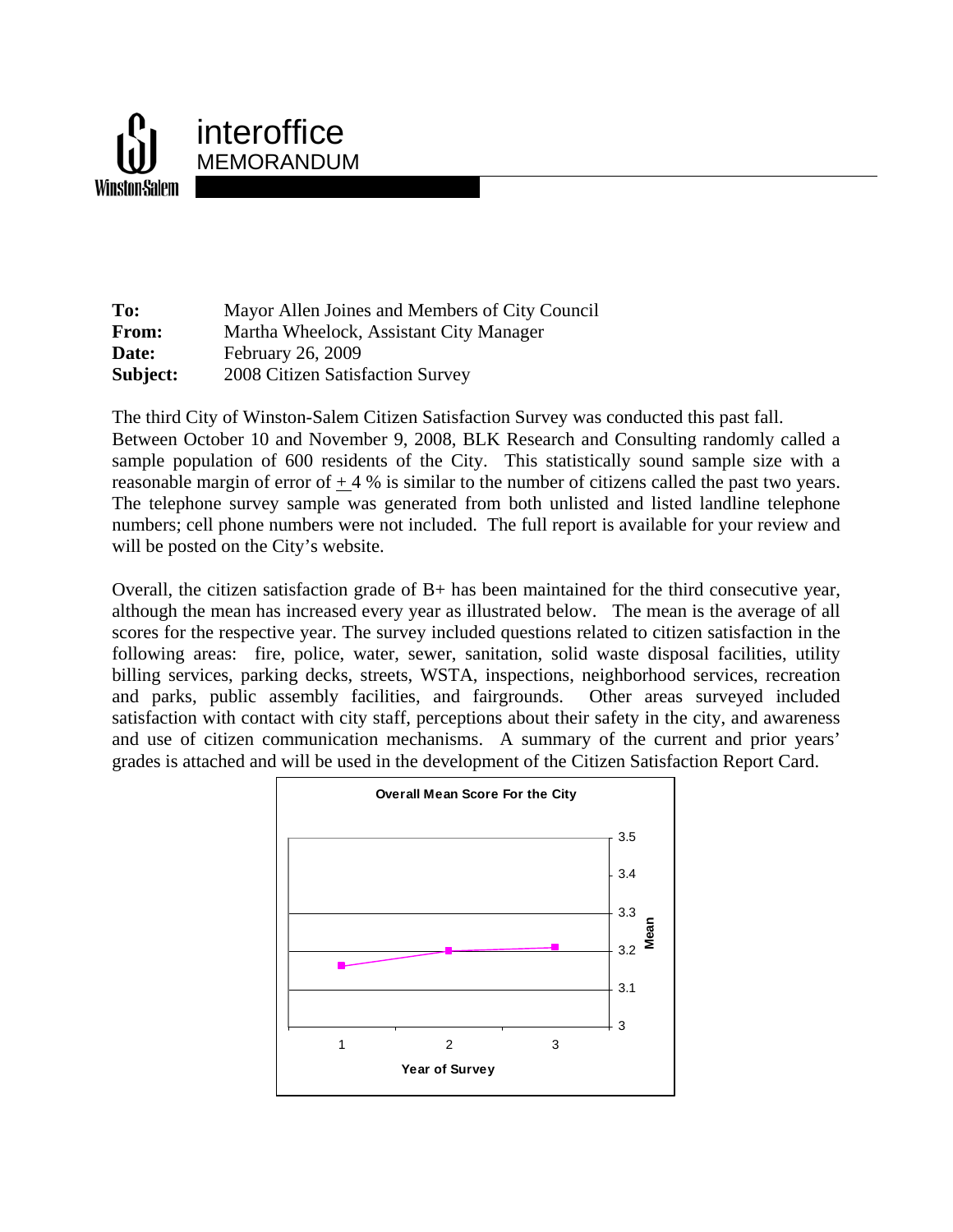# interoffice MEMORANDUM

**To:** Mayor Allen Joines and Members of City Council
**From:** Martha Wheelock, Assistant City Manager
**Date:** February 26, 2009
**Subject:** 2008 Citizen Satisfaction Survey

The third City of Winston-Salem Citizen Satisfaction Survey was conducted this past fall. Between October 10 and November 9, 2008, BLK Research and Consulting randomly called a sample population of 600 residents of the City. This statistically sound sample size with a reasonable margin of error of ± 4 % is similar to the number of citizens called the past two years. The telephone survey sample was generated from both unlisted and listed landline telephone numbers; cell phone numbers were not included. The full report is available for your review and will be posted on the City's website.

Overall, the citizen satisfaction grade of B+ has been maintained for the third consecutive year, although the mean has increased every year as illustrated below. The mean is the average of all scores for the respective year. The survey included questions related to citizen satisfaction in the following areas: fire, police, water, sewer, sanitation, solid waste disposal facilities, utility billing services, parking decks, streets, WSTA, inspections, neighborhood services, recreation and parks, public assembly facilities, and fairgrounds. Other areas surveyed included satisfaction with contact with city staff, perceptions about their safety in the city, and awareness and use of citizen communication mechanisms. A summary of the current and prior years' grades is attached and will be used in the development of the Citizen Satisfaction Report Card.

**Overall Mean Score For the City**

(Line chart: x-axis "Year of Survey" 1, 2, 3; y-axis "Mean" 3 to 3.5)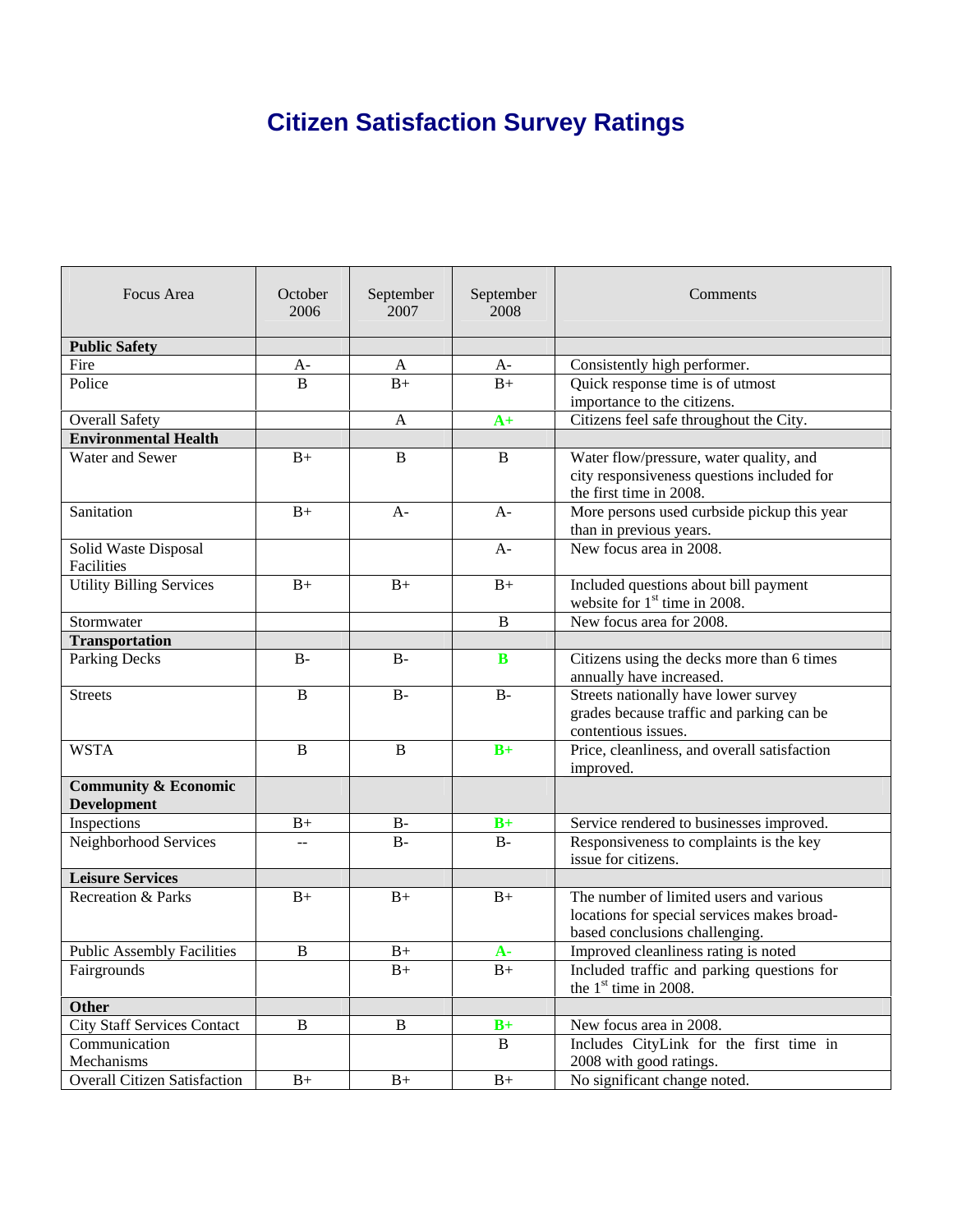# Citizen Satisfaction Survey Ratings

| Focus Area | October 2006 | September 2007 | September 2008 | Comments |
|---|---|---|---|---|
| **Public Safety** | | | | |
| Fire | A- | A | A- | Consistently high performer. |
| Police | B | B+ | B+ | Quick response time is of utmost importance to the citizens. |
| Overall Safety | | A | **A+** | Citizens feel safe throughout the City. |
| **Environmental Health** | | | | |
| Water and Sewer | B+ | B | B | Water flow/pressure, water quality, and city responsiveness questions included for the first time in 2008. |
| Sanitation | B+ | A- | A- | More persons used curbside pickup this year than in previous years. |
| Solid Waste Disposal Facilities | | | A- | New focus area in 2008. |
| Utility Billing Services | B+ | B+ | B+ | Included questions about bill payment website for 1st time in 2008. |
| Stormwater | | | B | New focus area for 2008. |
| **Transportation** | | | | |
| Parking Decks | B- | B- | **B** | Citizens using the decks more than 6 times annually have increased. |
| Streets | B | B- | B- | Streets nationally have lower survey grades because traffic and parking can be contentious issues. |
| WSTA | B | B | **B+** | Price, cleanliness, and overall satisfaction improved. |
| **Community & Economic Development** | | | | |
| Inspections | B+ | B- | **B+** | Service rendered to businesses improved. |
| Neighborhood Services | -- | B- | B- | Responsiveness to complaints is the key issue for citizens. |
| **Leisure Services** | | | | |
| Recreation & Parks | B+ | B+ | B+ | The number of limited users and various locations for special services makes broad-based conclusions challenging. |
| Public Assembly Facilities | B | B+ | **A-** | Improved cleanliness rating is noted |
| Fairgrounds | | B+ | B+ | Included traffic and parking questions for the 1st time in 2008. |
| **Other** | | | | |
| City Staff Services Contact | B | B | **B+** | New focus area in 2008. |
| Communication Mechanisms | | | B | Includes CityLink for the first time in 2008 with good ratings. |
| Overall Citizen Satisfaction | B+ | B+ | B+ | No significant change noted. |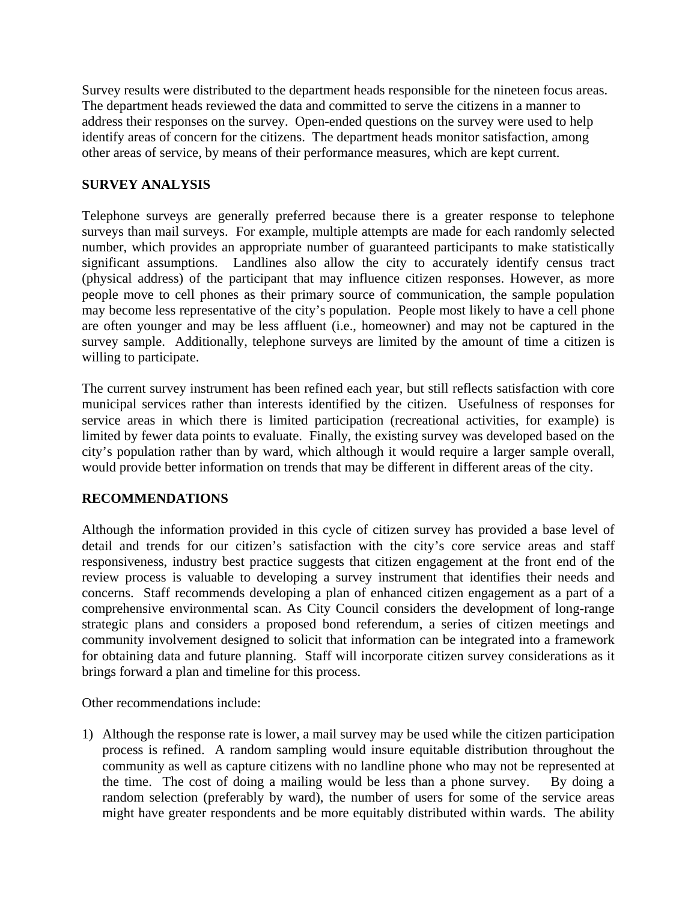Survey results were distributed to the department heads responsible for the nineteen focus areas. The department heads reviewed the data and committed to serve the citizens in a manner to address their responses on the survey. Open-ended questions on the survey were used to help identify areas of concern for the citizens. The department heads monitor satisfaction, among other areas of service, by means of their performance measures, which are kept current.

**SURVEY ANALYSIS**

Telephone surveys are generally preferred because there is a greater response to telephone surveys than mail surveys. For example, multiple attempts are made for each randomly selected number, which provides an appropriate number of guaranteed participants to make statistically significant assumptions. Landlines also allow the city to accurately identify census tract (physical address) of the participant that may influence citizen responses. However, as more people move to cell phones as their primary source of communication, the sample population may become less representative of the city's population. People most likely to have a cell phone are often younger and may be less affluent (i.e., homeowner) and may not be captured in the survey sample. Additionally, telephone surveys are limited by the amount of time a citizen is willing to participate.

The current survey instrument has been refined each year, but still reflects satisfaction with core municipal services rather than interests identified by the citizen. Usefulness of responses for service areas in which there is limited participation (recreational activities, for example) is limited by fewer data points to evaluate. Finally, the existing survey was developed based on the city's population rather than by ward, which although it would require a larger sample overall, would provide better information on trends that may be different in different areas of the city.

**RECOMMENDATIONS**

Although the information provided in this cycle of citizen survey has provided a base level of detail and trends for our citizen's satisfaction with the city's core service areas and staff responsiveness, industry best practice suggests that citizen engagement at the front end of the review process is valuable to developing a survey instrument that identifies their needs and concerns. Staff recommends developing a plan of enhanced citizen engagement as a part of a comprehensive environmental scan. As City Council considers the development of long-range strategic plans and considers a proposed bond referendum, a series of citizen meetings and community involvement designed to solicit that information can be integrated into a framework for obtaining data and future planning. Staff will incorporate citizen survey considerations as it brings forward a plan and timeline for this process.

Other recommendations include:

1) Although the response rate is lower, a mail survey may be used while the citizen participation process is refined. A random sampling would insure equitable distribution throughout the community as well as capture citizens with no landline phone who may not be represented at the time. The cost of doing a mailing would be less than a phone survey. By doing a random selection (preferably by ward), the number of users for some of the service areas might have greater respondents and be more equitably distributed within wards. The ability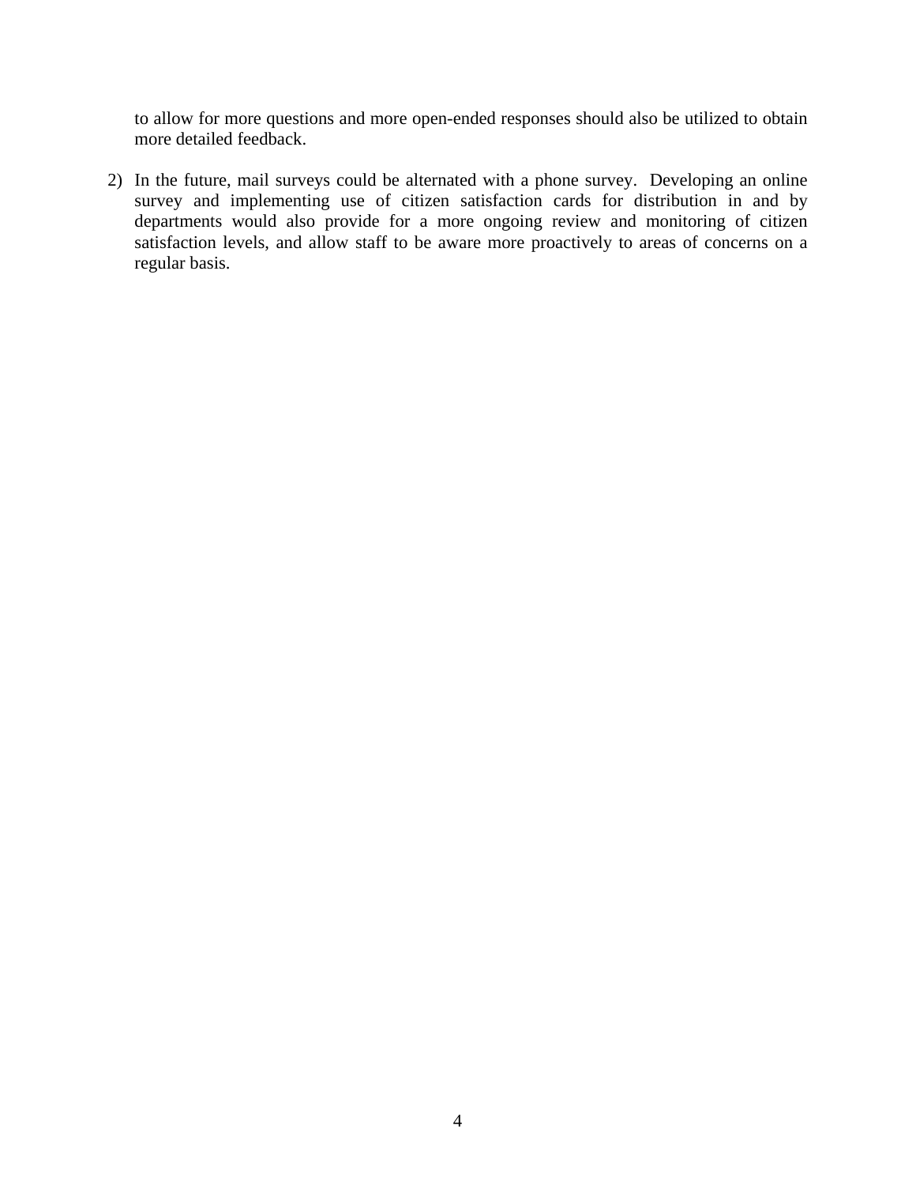to allow for more questions and more open-ended responses should also be utilized to obtain more detailed feedback.

2) In the future, mail surveys could be alternated with a phone survey. Developing an online survey and implementing use of citizen satisfaction cards for distribution in and by departments would also provide for a more ongoing review and monitoring of citizen satisfaction levels, and allow staff to be aware more proactively to areas of concerns on a regular basis.